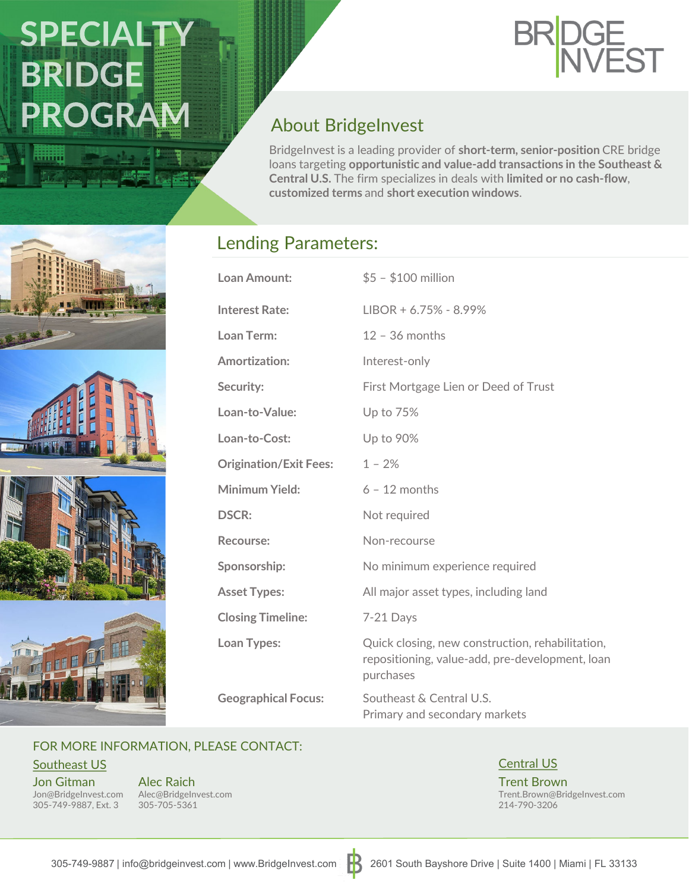# SPECIALTY BRIDGE PROGRAM

BRIDGE INVEST

## About BridgeInvest

BridgeInvest is a leading provider of **short-term, senior-position** CRE bridge loans targeting **opportunistic and value-add transactions in the Southeast & Central U.S.** The firm specializes in deals with **limited or no cash-flow**, **customized terms** and **short execution windows**.

## Lending Parameters:

| | |
|---|---|
| **Loan Amount:** | $5 – $100 million |
| **Interest Rate:** | LIBOR + 6.75% - 8.99% |
| **Loan Term:** | 12 – 36 months |
| **Amortization:** | Interest-only |
| **Security:** | First Mortgage Lien or Deed of Trust |
| **Loan-to-Value:** | Up to 75% |
| **Loan-to-Cost:** | Up to 90% |
| **Origination/Exit Fees:** | 1 – 2% |
| **Minimum Yield:** | 6 – 12 months |
| **DSCR:** | Not required |
| **Recourse:** | Non-recourse |
| **Sponsorship:** | No minimum experience required |
| **Asset Types:** | All major asset types, including land |
| **Closing Timeline:** | 7-21 Days |
| **Loan Types:** | Quick closing, new construction, rehabilitation, repositioning, value-add, pre-development, loan purchases |
| **Geographical Focus:** | Southeast & Central U.S.<br>Primary and secondary markets |

FOR MORE INFORMATION, PLEASE CONTACT:

**Southeast US**

Jon Gitman
Jon@BridgeInvest.com
305-749-9887, Ext. 3

Alec Raich
Alec@BridgeInvest.com
305-705-5361

**Central US**

Trent Brown
Trent.Brown@BridgeInvest.com
214-790-3206

305-749-9887 | info@bridgeinvest.com | www.BridgeInvest.com | 2601 South Bayshore Drive | Suite 1400 | Miami | FL 33133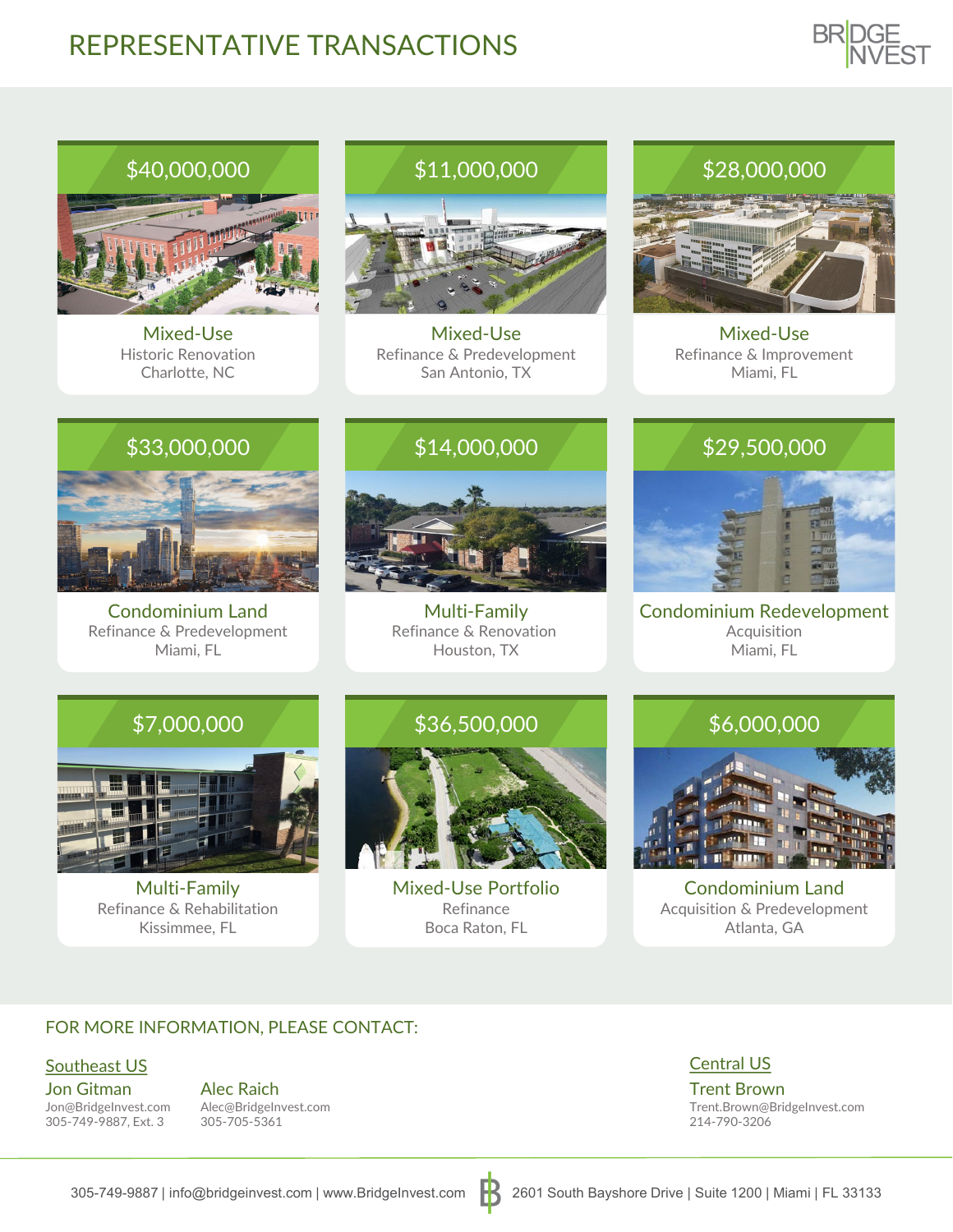# REPRESENTATIVE TRANSACTIONS

BRIDGE INVEST

**$40,000,000**

Mixed-Use
Historic Renovation
Charlotte, NC

**$11,000,000**

Mixed-Use
Refinance & Predevelopment
San Antonio, TX

**$28,000,000**

Mixed-Use
Refinance & Improvement
Miami, FL

**$33,000,000**

Condominium Land
Refinance & Predevelopment
Miami, FL

**$14,000,000**

Multi-Family
Refinance & Renovation
Houston, TX

**$29,500,000**

Condominium Redevelopment
Acquisition
Miami, FL

**$7,000,000**

Multi-Family
Refinance & Rehabilitation
Kissimmee, FL

**$36,500,000**

Mixed-Use Portfolio
Refinance
Boca Raton, FL

**$6,000,000**

Condominium Land
Acquisition & Predevelopment
Atlanta, GA

## FOR MORE INFORMATION, PLEASE CONTACT:

### Southeast US

**Jon Gitman**
Jon@BridgeInvest.com
305-749-9887, Ext. 3

**Alec Raich**
Alec@BridgeInvest.com
305-705-5361

### Central US

**Trent Brown**
Trent.Brown@BridgeInvest.com
214-790-3206

305-749-9887 | info@bridgeinvest.com | www.BridgeInvest.com | 2601 South Bayshore Drive | Suite 1200 | Miami | FL 33133